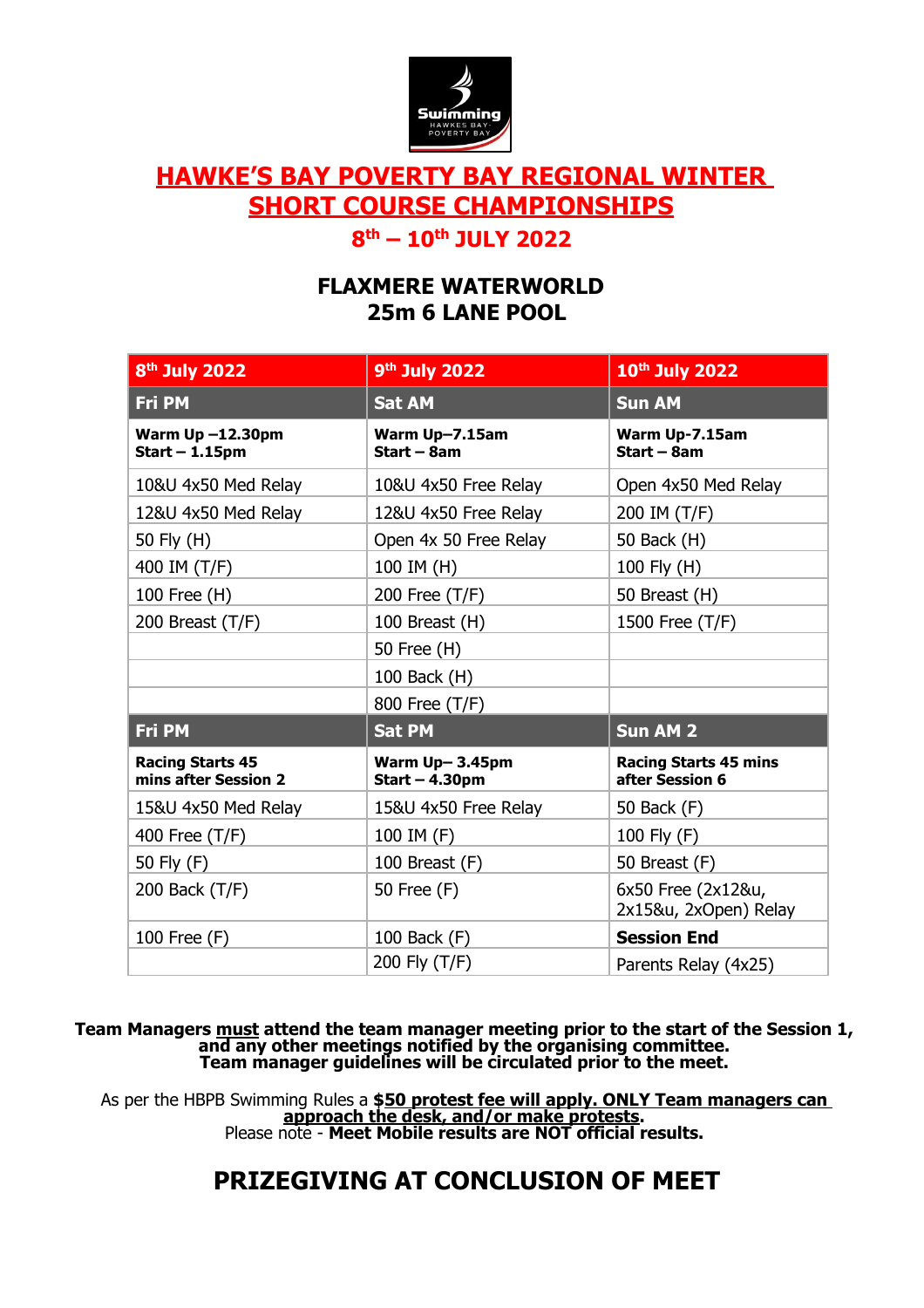# HAWKE'S BAY POVERTY BAY REGIONAL WINTER SHORT COURSE CHAMPIONSHIPS

## 8th – 10th JULY 2022

### FLAXMERE WATERWORLD
### 25m 6 LANE POOL

| 8th July 2022 | 9th July 2022 | 10th July 2022 |
|---|---|---|
| **Fri PM** | **Sat AM** | **Sun AM** |
| **Warm Up –12.30pm Start – 1.15pm** | **Warm Up–7.15am Start – 8am** | **Warm Up-7.15am Start – 8am** |
| 10&U 4x50 Med Relay | 10&U 4x50 Free Relay | Open 4x50 Med Relay |
| 12&U 4x50 Med Relay | 12&U 4x50 Free Relay | 200 IM (T/F) |
| 50 Fly (H) | Open 4x 50 Free Relay | 50 Back (H) |
| 400 IM (T/F) | 100 IM (H) | 100 Fly (H) |
| 100 Free (H) | 200 Free (T/F) | 50 Breast (H) |
| 200 Breast (T/F) | 100 Breast (H) | 1500 Free (T/F) |
| | 50 Free (H) | |
| | 100 Back (H) | |
| | 800 Free (T/F) | |
| **Fri PM** | **Sat PM** | **Sun AM 2** |
| **Racing Starts 45 mins after Session 2** | **Warm Up– 3.45pm Start – 4.30pm** | **Racing Starts 45 mins after Session 6** |
| 15&U 4x50 Med Relay | 15&U 4x50 Free Relay | 50 Back (F) |
| 400 Free (T/F) | 100 IM (F) | 100 Fly (F) |
| 50 Fly (F) | 100 Breast (F) | 50 Breast (F) |
| 200 Back (T/F) | 50 Free (F) | 6x50 Free (2x12&u, 2x15&u, 2xOpen) Relay |
| 100 Free (F) | 100 Back (F) | **Session End** |
| | 200 Fly (T/F) | Parents Relay (4x25) |

**Team Managers must attend the team manager meeting prior to the start of the Session 1, and any other meetings notified by the organising committee. Team manager guidelines will be circulated prior to the meet.**

As per the HBPB Swimming Rules a **$50 protest fee will apply. ONLY Team managers can approach the desk, and/or make protests.**
Please note - **Meet Mobile results are NOT official results.**

## PRIZEGIVING AT CONCLUSION OF MEET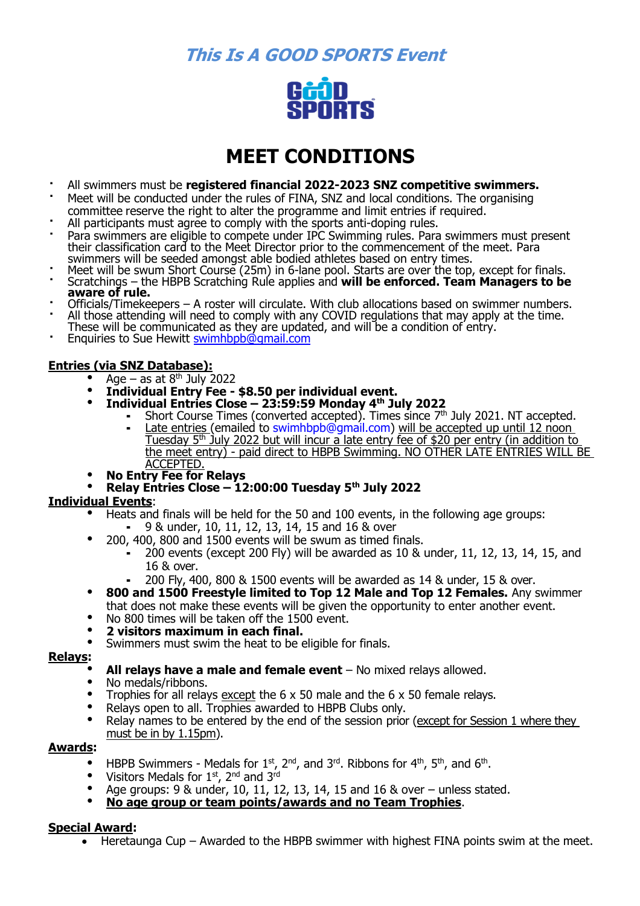*This Is A GOOD SPORTS Event*

# MEET CONDITIONS

- All swimmers must be **registered financial 2022-2023 SNZ competitive swimmers.**
- Meet will be conducted under the rules of FINA, SNZ and local conditions. The organising committee reserve the right to alter the programme and limit entries if required.
- All participants must agree to comply with the sports anti-doping rules.
- Para swimmers are eligible to compete under IPC Swimming rules. Para swimmers must present their classification card to the Meet Director prior to the commencement of the meet. Para swimmers will be seeded amongst able bodied athletes based on entry times.
- Meet will be swum Short Course (25m) in 6-lane pool. Starts are over the top, except for finals.
- Scratchings – the HBPB Scratching Rule applies and **will be enforced. Team Managers to be aware of rule.**
- Officials/Timekeepers – A roster will circulate. With club allocations based on swimmer numbers.
- All those attending will need to comply with any COVID regulations that may apply at the time. These will be communicated as they are updated, and will be a condition of entry.
- Enquiries to Sue Hewitt swimhbpb@gmail.com

**Entries (via SNZ Database):**

- Age – as at 8th July 2022
- **Individual Entry Fee - $8.50 per individual event.**
- **Individual Entries Close – 23:59:59 Monday 4th July 2022**
  - Short Course Times (converted accepted). Times since 7th July 2021. NT accepted.
  - Late entries (emailed to swimhbpb@gmail.com) will be accepted up until 12 noon Tuesday 5th July 2022 but will incur a late entry fee of $20 per entry (in addition to the meet entry) - paid direct to HBPB Swimming. NO OTHER LATE ENTRIES WILL BE ACCEPTED.
- **No Entry Fee for Relays**
- **Relay Entries Close – 12:00:00 Tuesday 5th July 2022**

**Individual Events**:

- Heats and finals will be held for the 50 and 100 events, in the following age groups:
  - 9 & under, 10, 11, 12, 13, 14, 15 and 16 & over
- 200, 400, 800 and 1500 events will be swum as timed finals.
  - 200 events (except 200 Fly) will be awarded as 10 & under, 11, 12, 13, 14, 15, and 16 & over.
  - 200 Fly, 400, 800 & 1500 events will be awarded as 14 & under, 15 & over.
- **800 and 1500 Freestyle limited to Top 12 Male and Top 12 Females.** Any swimmer that does not make these events will be given the opportunity to enter another event.
- No 800 times will be taken off the 1500 event.
- **2 visitors maximum in each final.**
- Swimmers must swim the heat to be eligible for finals.

**Relays:**

- **All relays have a male and female event** – No mixed relays allowed.
- No medals/ribbons.
- Trophies for all relays except the 6 x 50 male and the 6 x 50 female relays.
- Relays open to all. Trophies awarded to HBPB Clubs only.
- Relay names to be entered by the end of the session prior (except for Session 1 where they must be in by 1.15pm).

**Awards:**

- HBPB Swimmers - Medals for 1st, 2nd, and 3rd. Ribbons for 4th, 5th, and 6th.
- Visitors Medals for 1st, 2nd and 3rd
- Age groups: 9 & under, 10, 11, 12, 13, 14, 15 and 16 & over – unless stated.
- **No age group or team points/awards and no Team Trophies**.

**Special Award:**

- Heretaunga Cup – Awarded to the HBPB swimmer with highest FINA points swim at the meet.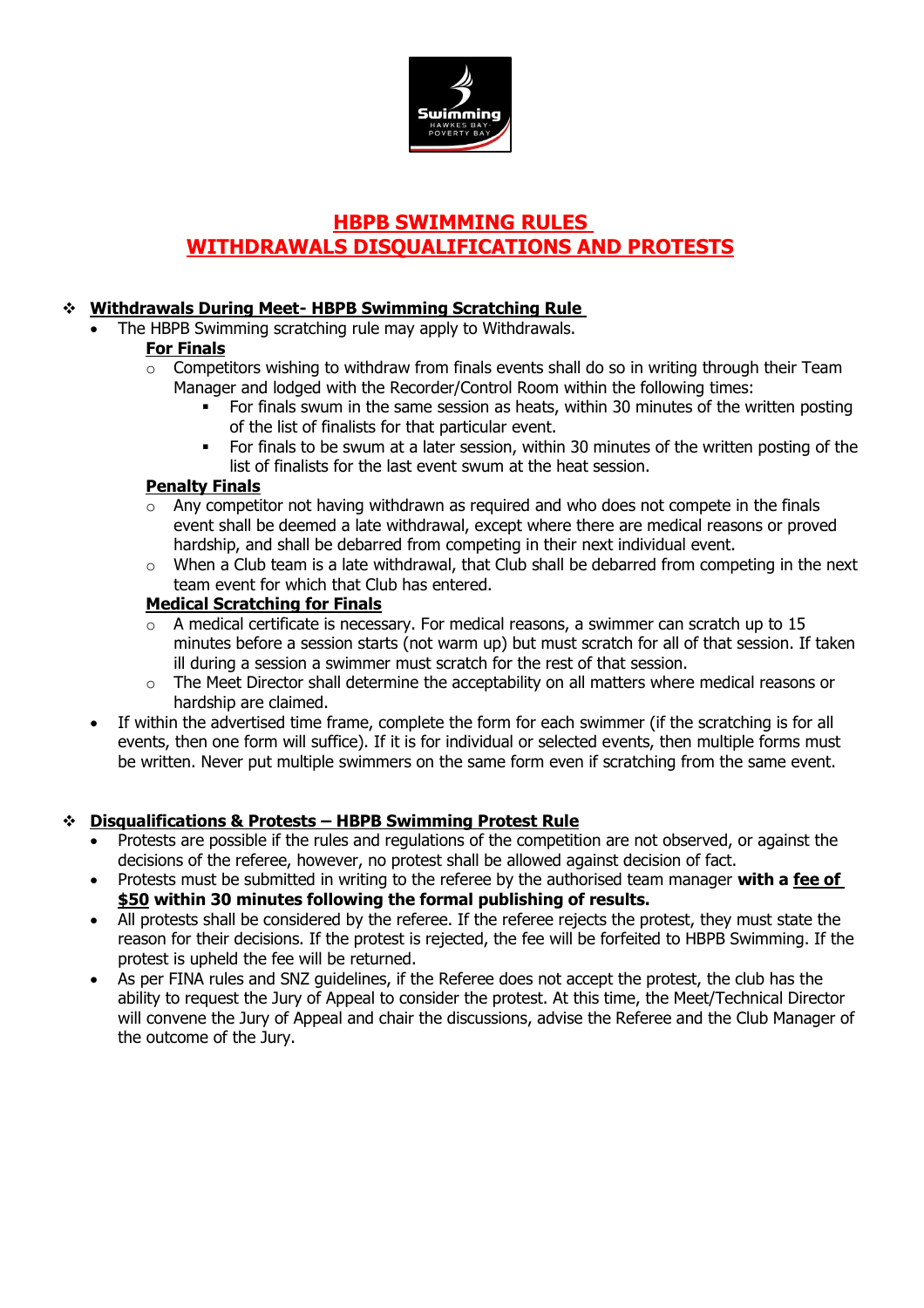# HBPB SWIMMING RULES
# WITHDRAWALS DISQUALIFICATIONS AND PROTESTS

## Withdrawals During Meet- HBPB Swimming Scratching Rule

- The HBPB Swimming scratching rule may apply to Withdrawals.

  **For Finals**

  - Competitors wishing to withdraw from finals events shall do so in writing through their Team Manager and lodged with the Recorder/Control Room within the following times:
    - For finals swum in the same session as heats, within 30 minutes of the written posting of the list of finalists for that particular event.
    - For finals to be swum at a later session, within 30 minutes of the written posting of the list of finalists for the last event swum at the heat session.

  **Penalty Finals**

  - Any competitor not having withdrawn as required and who does not compete in the finals event shall be deemed a late withdrawal, except where there are medical reasons or proved hardship, and shall be debarred from competing in their next individual event.
  - When a Club team is a late withdrawal, that Club shall be debarred from competing in the next team event for which that Club has entered.

  **Medical Scratching for Finals**

  - A medical certificate is necessary. For medical reasons, a swimmer can scratch up to 15 minutes before a session starts (not warm up) but must scratch for all of that session. If taken ill during a session a swimmer must scratch for the rest of that session.
  - The Meet Director shall determine the acceptability on all matters where medical reasons or hardship are claimed.

- If within the advertised time frame, complete the form for each swimmer (if the scratching is for all events, then one form will suffice). If it is for individual or selected events, then multiple forms must be written. Never put multiple swimmers on the same form even if scratching from the same event.

## Disqualifications & Protests – HBPB Swimming Protest Rule

- Protests are possible if the rules and regulations of the competition are not observed, or against the decisions of the referee, however, no protest shall be allowed against decision of fact.
- Protests must be submitted in writing to the referee by the authorised team manager **with a fee of $50 within 30 minutes following the formal publishing of results.**
- All protests shall be considered by the referee. If the referee rejects the protest, they must state the reason for their decisions. If the protest is rejected, the fee will be forfeited to HBPB Swimming. If the protest is upheld the fee will be returned.
- As per FINA rules and SNZ guidelines, if the Referee does not accept the protest, the club has the ability to request the Jury of Appeal to consider the protest. At this time, the Meet/Technical Director will convene the Jury of Appeal and chair the discussions, advise the Referee and the Club Manager of the outcome of the Jury.